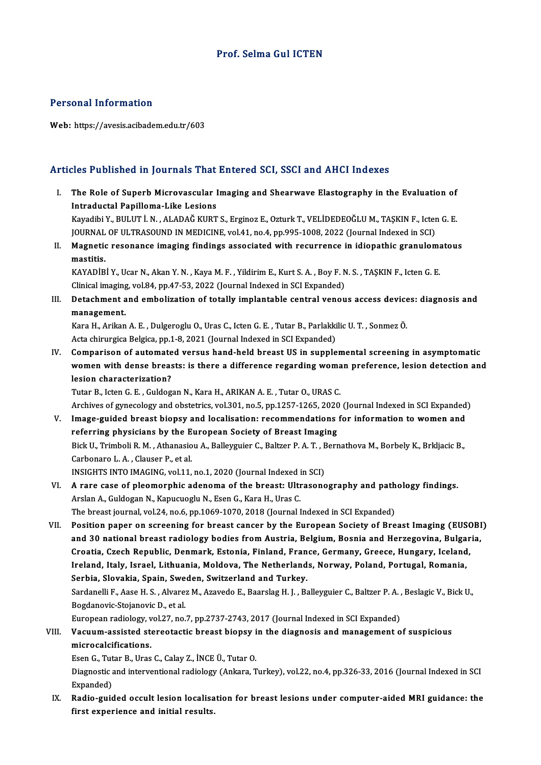# Prof. Selma Gul ICTEN

## Personal Information

Web: https://avesis.acibadem.edu.tr/603

## Articles Published in Journals That Entered SCI, SSCI and AHCI Indexes

I. **The Role of Superb Microvascular Imaging and Shearwave Elastography in the Evaluation of Intraductal Papilloma-Like Lesions**
Kayadibi Y., BULUT İ. N. , ALADAĞ KURT S., Erginoz E., Ozturk T., VELİDEDEOĞLU M., TAŞKIN F., Icten G. E.
JOURNAL OF ULTRASOUND IN MEDICINE, vol.41, no.4, pp.995-1008, 2022 (Journal Indexed in SCI)

II. **Magnetic resonance imaging findings associated with recurrence in idiopathic granulomatous mastitis.**
KAYADİBİ Y., Ucar N., Akan Y. N. , Kaya M. F. , Yildirim E., Kurt S. A. , Boy F. N. S. , TAŞKIN F., Icten G. E.
Clinical imaging, vol.84, pp.47-53, 2022 (Journal Indexed in SCI Expanded)

III. **Detachment and embolization of totally implantable central venous access devices: diagnosis and management.**
Kara H., Arikan A. E. , Dulgeroglu O., Uras C., Icten G. E. , Tutar B., Parlakkilic U. T. , Sonmez Ö.
Acta chirurgica Belgica, pp.1-8, 2021 (Journal Indexed in SCI Expanded)

IV. **Comparison of automated versus hand-held breast US in supplemental screening in asymptomatic women with dense breasts: is there a difference regarding woman preference, lesion detection and lesion characterization?**
Tutar B., Icten G. E. , Guldogan N., Kara H., ARIKAN A. E. , Tutar O., URAS C.
Archives of gynecology and obstetrics, vol.301, no.5, pp.1257-1265, 2020 (Journal Indexed in SCI Expanded)

V. **Image-guided breast biopsy and localisation: recommendations for information to women and referring physicians by the European Society of Breast Imaging**
Bick U., Trimboli R. M. , Athanasiou A., Balleyguier C., Baltzer P. A. T. , Bernathova M., Borbely K., Brkljacic B., Carbonaro L. A. , Clauser P., et al.
INSIGHTS INTO IMAGING, vol.11, no.1, 2020 (Journal Indexed in SCI)

VI. **A rare case of pleomorphic adenoma of the breast: Ultrasonography and pathology findings.**
Arslan A., Guldogan N., Kapucuoglu N., Esen G., Kara H., Uras C.
The breast journal, vol.24, no.6, pp.1069-1070, 2018 (Journal Indexed in SCI Expanded)

VII. **Position paper on screening for breast cancer by the European Society of Breast Imaging (EUSOBI) and 30 national breast radiology bodies from Austria, Belgium, Bosnia and Herzegovina, Bulgaria, Croatia, Czech Republic, Denmark, Estonia, Finland, France, Germany, Greece, Hungary, Iceland, Ireland, Italy, Israel, Lithuania, Moldova, The Netherlands, Norway, Poland, Portugal, Romania, Serbia, Slovakia, Spain, Sweden, Switzerland and Turkey.**
Sardanelli F., Aase H. S. , Alvarez M., Azavedo E., Baarslag H. J. , Balleyguier C., Baltzer P. A. , Beslagic V., Bick U., Bogdanovic-Stojanovic D., et al.
European radiology, vol.27, no.7, pp.2737-2743, 2017 (Journal Indexed in SCI Expanded)

VIII. **Vacuum-assisted stereotactic breast biopsy in the diagnosis and management of suspicious microcalcifications.**
Esen G., Tutar B., Uras C., Calay Z., İNCE Ü., Tutar O.
Diagnostic and interventional radiology (Ankara, Turkey), vol.22, no.4, pp.326-33, 2016 (Journal Indexed in SCI Expanded)

IX. **Radio-guided occult lesion localisation for breast lesions under computer-aided MRI guidance: the first experience and initial results.**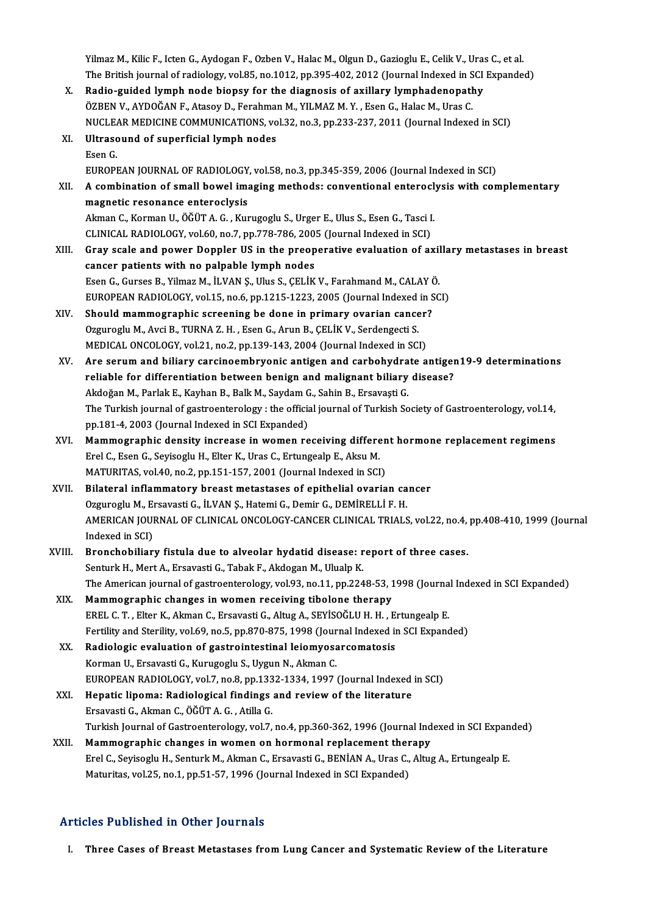Yilmaz M., Kilic F., Icten G., Aydogan F., Ozben V., Halac M., Olgun D., Gazioglu E., Celik V., Uras C., et al.
The British journal of radiology, vol.85, no.1012, pp.395-402, 2012 (Journal Indexed in SCI Expanded)

X. **Radio-guided lymph node biopsy for the diagnosis of axillary lymphadenopathy**
ÖZBEN V., AYDOĞAN F., Atasoy D., Ferahman M., YILMAZ M. Y. , Esen G., Halac M., Uras C.
NUCLEAR MEDICINE COMMUNICATIONS, vol.32, no.3, pp.233-237, 2011 (Journal Indexed in SCI)

XI. **Ultrasound of superficial lymph nodes**
Esen G.
EUROPEAN JOURNAL OF RADIOLOGY, vol.58, no.3, pp.345-359, 2006 (Journal Indexed in SCI)

XII. **A combination of small bowel imaging methods: conventional enteroclysis with complementary magnetic resonance enteroclysis**
Akman C., Korman U., ÖĞÜT A. G. , Kurugoglu S., Urger E., Ulus S., Esen G., Tasci I.
CLINICAL RADIOLOGY, vol.60, no.7, pp.778-786, 2005 (Journal Indexed in SCI)

XIII. **Gray scale and power Doppler US in the preoperative evaluation of axillary metastases in breast cancer patients with no palpable lymph nodes**
Esen G., Gurses B., Yilmaz M., İLVAN Ş., Ulus S., ÇELİK V., Farahmand M., CALAY Ö.
EUROPEAN RADIOLOGY, vol.15, no.6, pp.1215-1223, 2005 (Journal Indexed in SCI)

XIV. **Should mammographic screening be done in primary ovarian cancer?**
Ozguroglu M., Avci B., TURNA Z. H. , Esen G., Arun B., ÇELİK V., Serdengecti S.
MEDICAL ONCOLOGY, vol.21, no.2, pp.139-143, 2004 (Journal Indexed in SCI)

XV. **Are serum and biliary carcinoembryonic antigen and carbohydrate antigen19-9 determinations reliable for differentiation between benign and malignant biliary disease?**
Akdoğan M., Parlak E., Kayhan B., Balk M., Saydam G., Sahin B., Ersavaşti G.
The Turkish journal of gastroenterology : the official journal of Turkish Society of Gastroenterology, vol.14, pp.181-4, 2003 (Journal Indexed in SCI Expanded)

XVI. **Mammographic density increase in women receiving different hormone replacement regimens**
Erel C., Esen G., Seyisoglu H., Elter K., Uras C., Ertungealp E., Aksu M.
MATURITAS, vol.40, no.2, pp.151-157, 2001 (Journal Indexed in SCI)

XVII. **Bilateral inflammatory breast metastases of epithelial ovarian cancer**
Ozguroglu M., Ersavasti G., İLVAN Ş., Hatemi G., Demir G., DEMİRELLİ F. H.
AMERICAN JOURNAL OF CLINICAL ONCOLOGY-CANCER CLINICAL TRIALS, vol.22, no.4, pp.408-410, 1999 (Journal Indexed in SCI)

XVIII. **Bronchobiliary fistula due to alveolar hydatid disease: report of three cases.**
Senturk H., Mert A., Ersavasti G., Tabak F., Akdogan M., Ulualp K.
The American journal of gastroenterology, vol.93, no.11, pp.2248-53, 1998 (Journal Indexed in SCI Expanded)

XIX. **Mammographic changes in women receiving tibolone therapy**
EREL C. T. , Elter K., Akman C., Ersavasti G., Altug A., SEYİSOĞLU H. H. , Ertungealp E.
Fertility and Sterility, vol.69, no.5, pp.870-875, 1998 (Journal Indexed in SCI Expanded)

XX. **Radiologic evaluation of gastrointestinal leiomyosarcomatosis**
Korman U., Ersavasti G., Kurugoglu S., Uygun N., Akman C.
EUROPEAN RADIOLOGY, vol.7, no.8, pp.1332-1334, 1997 (Journal Indexed in SCI)

XXI. **Hepatic lipoma: Radiological findings and review of the literature**
Ersavasti G., Akman C., ÖĞÜT A. G. , Atilla G.
Turkish Journal of Gastroenterology, vol.7, no.4, pp.360-362, 1996 (Journal Indexed in SCI Expanded)

XXII. **Mammographic changes in women on hormonal replacement therapy**
Erel C., Seyisoglu H., Senturk M., Akman C., Ersavasti G., BENİAN A., Uras C., Altug A., Ertungealp E.
Maturitas, vol.25, no.1, pp.51-57, 1996 (Journal Indexed in SCI Expanded)

## Articles Published in Other Journals

I. **Three Cases of Breast Metastases from Lung Cancer and Systematic Review of the Literature**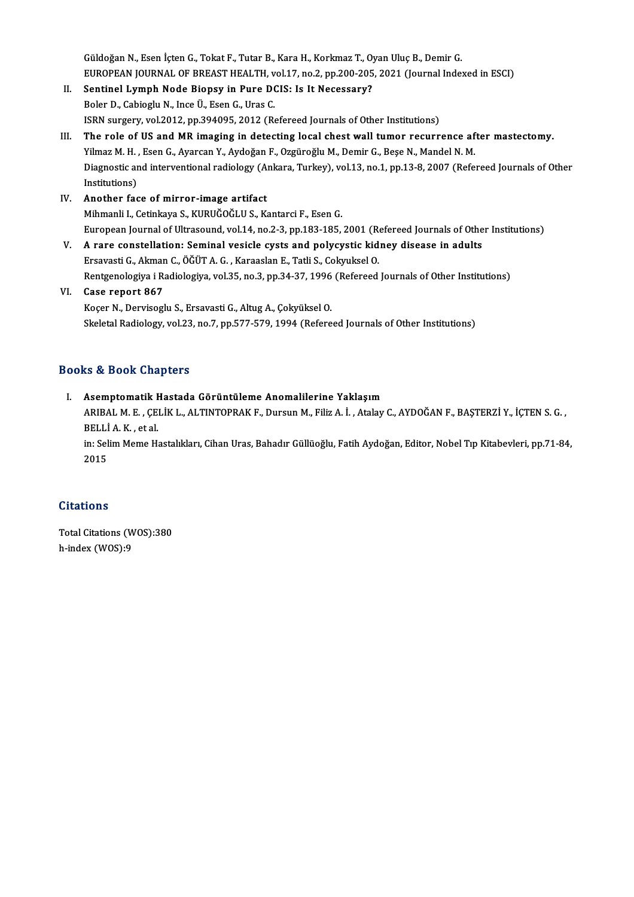Güldoğan N., Esen İçten G., Tokat F., Tutar B., Kara H., Korkmaz T., Oyan Uluç B., Demir G.
EUROPEAN JOURNAL OF BREAST HEALTH, vol.17, no.2, pp.200-205, 2021 (Journal Indexed in ESCI)

II. **Sentinel Lymph Node Biopsy in Pure DCIS: Is It Necessary?**
Boler D., Cabioglu N., Ince Ü., Esen G., Uras C.
ISRN surgery, vol.2012, pp.394095, 2012 (Refereed Journals of Other Institutions)

III. **The role of US and MR imaging in detecting local chest wall tumor recurrence after mastectomy.**
Yilmaz M. H. , Esen G., Ayarcan Y., Aydoğan F., Ozgüroğlu M., Demir G., Beşe N., Mandel N. M.
Diagnostic and interventional radiology (Ankara, Turkey), vol.13, no.1, pp.13-8, 2007 (Refereed Journals of Other Institutions)

IV. **Another face of mirror-image artifact**
Mihmanli I., Cetinkaya S., KURUĞOĞLU S., Kantarci F., Esen G.
European Journal of Ultrasound, vol.14, no.2-3, pp.183-185, 2001 (Refereed Journals of Other Institutions)

V. **A rare constellation: Seminal vesicle cysts and polycystic kidney disease in adults**
Ersavasti G., Akman C., ÖĞÜT A. G. , Karaaslan E., Tatli S., Cokyuksel O.
Rentgenologiya i Radiologiya, vol.35, no.3, pp.34-37, 1996 (Refereed Journals of Other Institutions)

VI. **Case report 867**
Koçer N., Dervisoglu S., Ersavasti G., Altug A., Çokyüksel O.
Skeletal Radiology, vol.23, no.7, pp.577-579, 1994 (Refereed Journals of Other Institutions)

## Books & Book Chapters

I. **Asemptomatik Hastada Görüntüleme Anomalilerine Yaklaşım**
ARIBAL M. E. , ÇELİK L., ALTINTOPRAK F., Dursun M., Filiz A. İ. , Atalay C., AYDOĞAN F., BAŞTERZİ Y., İÇTEN S. G. , BELLİ A. K. , et al.
in: Selim Meme Hastalıkları, Cihan Uras, Bahadır Güllüoğlu, Fatih Aydoğan, Editor, Nobel Tıp Kitabevleri, pp.71-84, 2015

## Citations

Total Citations (WOS):380
h-index (WOS):9